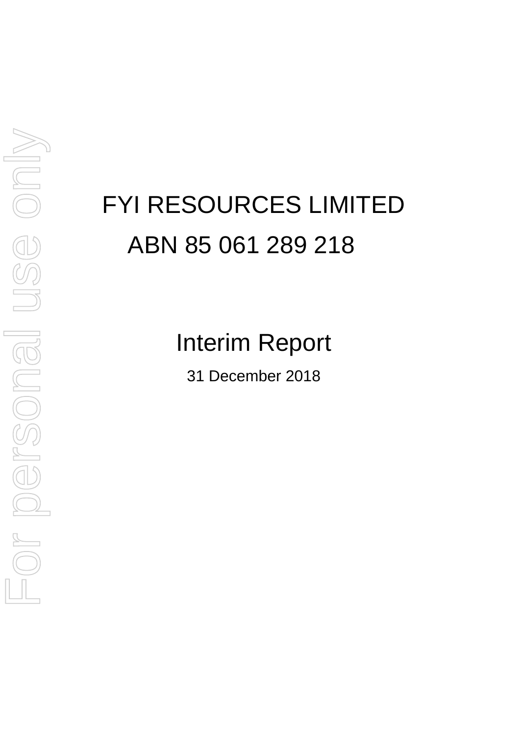# FYI RESOURCES LIMITED

## ABN 85 061 289 218

## Interim Report

31 December 2018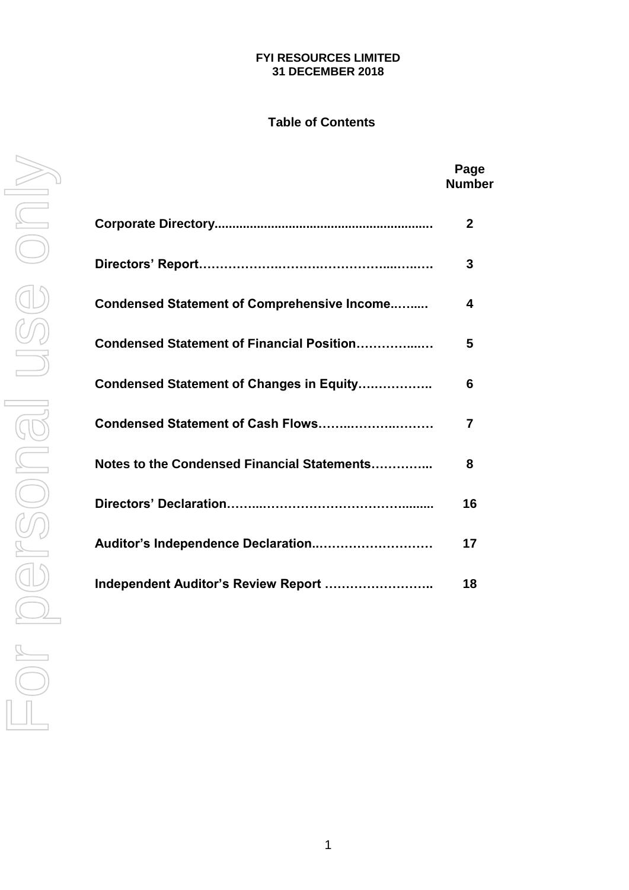**FYI RESOURCES LIMITED**
**31 DECEMBER 2018**

## Table of Contents

| | Page Number |
|---|---|
| **Corporate Directory** | **2** |
| **Directors' Report** | **3** |
| **Condensed Statement of Comprehensive Income** | **4** |
| **Condensed Statement of Financial Position** | **5** |
| **Condensed Statement of Changes in Equity** | **6** |
| **Condensed Statement of Cash Flows** | **7** |
| **Notes to the Condensed Financial Statements** | **8** |
| **Directors' Declaration** | **16** |
| **Auditor's Independence Declaration** | **17** |
| **Independent Auditor's Review Report** | **18** |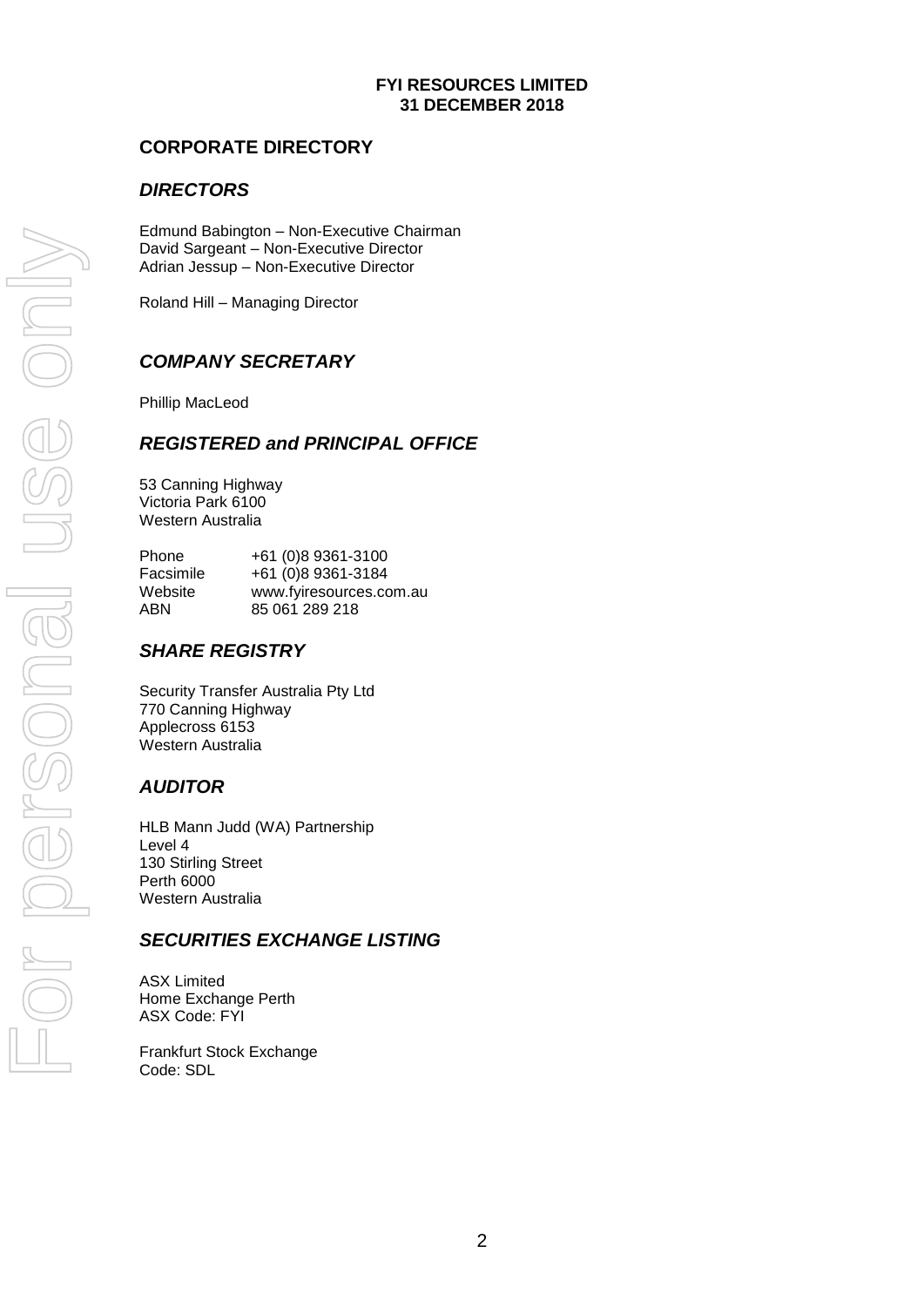**FYI RESOURCES LIMITED**
**31 DECEMBER 2018**

## CORPORATE DIRECTORY

### *DIRECTORS*

Edmund Babington – Non-Executive Chairman
David Sargeant – Non-Executive Director
Adrian Jessup – Non-Executive Director

Roland Hill – Managing Director

### *COMPANY SECRETARY*

Phillip MacLeod

### *REGISTERED and PRINCIPAL OFFICE*

53 Canning Highway
Victoria Park 6100
Western Australia

| | |
|---|---|
| Phone | +61 (0)8 9361-3100 |
| Facsimile | +61 (0)8 9361-3184 |
| Website | www.fyiresources.com.au |
| ABN | 85 061 289 218 |

### *SHARE REGISTRY*

Security Transfer Australia Pty Ltd
770 Canning Highway
Applecross 6153
Western Australia

### *AUDITOR*

HLB Mann Judd (WA) Partnership
Level 4
130 Stirling Street
Perth 6000
Western Australia

### *SECURITIES EXCHANGE LISTING*

ASX Limited
Home Exchange Perth
ASX Code: FYI

Frankfurt Stock Exchange
Code: SDL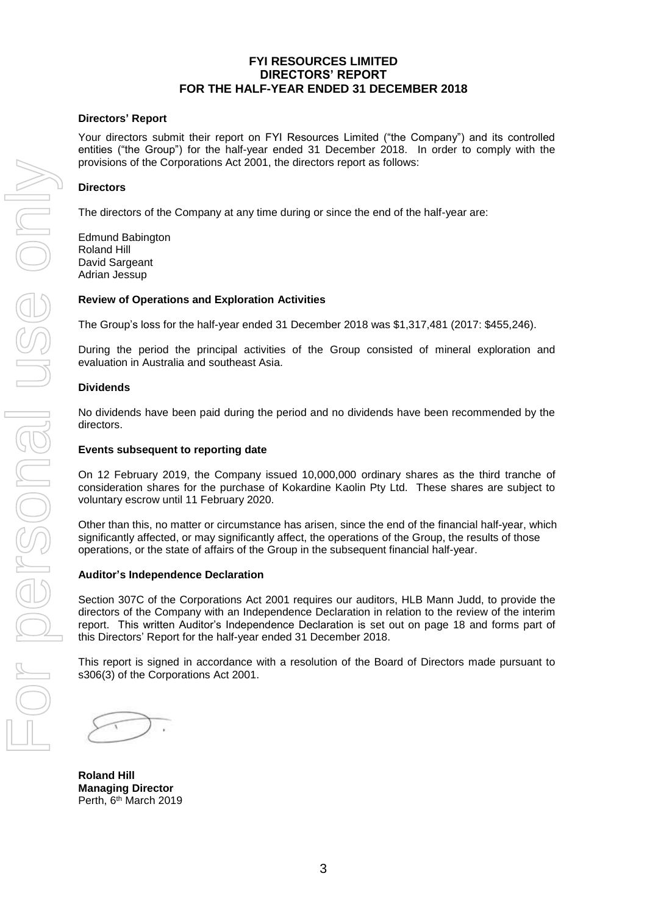# FYI RESOURCES LIMITED
# DIRECTORS' REPORT
# FOR THE HALF-YEAR ENDED 31 DECEMBER 2018

### Directors' Report

Your directors submit their report on FYI Resources Limited ("the Company") and its controlled entities ("the Group") for the half-year ended 31 December 2018. In order to comply with the provisions of the Corporations Act 2001, the directors report as follows:

### Directors

The directors of the Company at any time during or since the end of the half-year are:

Edmund Babington
Roland Hill
David Sargeant
Adrian Jessup

### Review of Operations and Exploration Activities

The Group's loss for the half-year ended 31 December 2018 was $1,317,481 (2017: $455,246).

During the period the principal activities of the Group consisted of mineral exploration and evaluation in Australia and southeast Asia.

### Dividends

No dividends have been paid during the period and no dividends have been recommended by the directors.

### Events subsequent to reporting date

On 12 February 2019, the Company issued 10,000,000 ordinary shares as the third tranche of consideration shares for the purchase of Kokardine Kaolin Pty Ltd. These shares are subject to voluntary escrow until 11 February 2020.

Other than this, no matter or circumstance has arisen, since the end of the financial half-year, which significantly affected, or may significantly affect, the operations of the Group, the results of those operations, or the state of affairs of the Group in the subsequent financial half-year.

### Auditor's Independence Declaration

Section 307C of the Corporations Act 2001 requires our auditors, HLB Mann Judd, to provide the directors of the Company with an Independence Declaration in relation to the review of the interim report. This written Auditor's Independence Declaration is set out on page 18 and forms part of this Directors' Report for the half-year ended 31 December 2018.

This report is signed in accordance with a resolution of the Board of Directors made pursuant to s306(3) of the Corporations Act 2001.

**Roland Hill**
**Managing Director**
Perth, 6th March 2019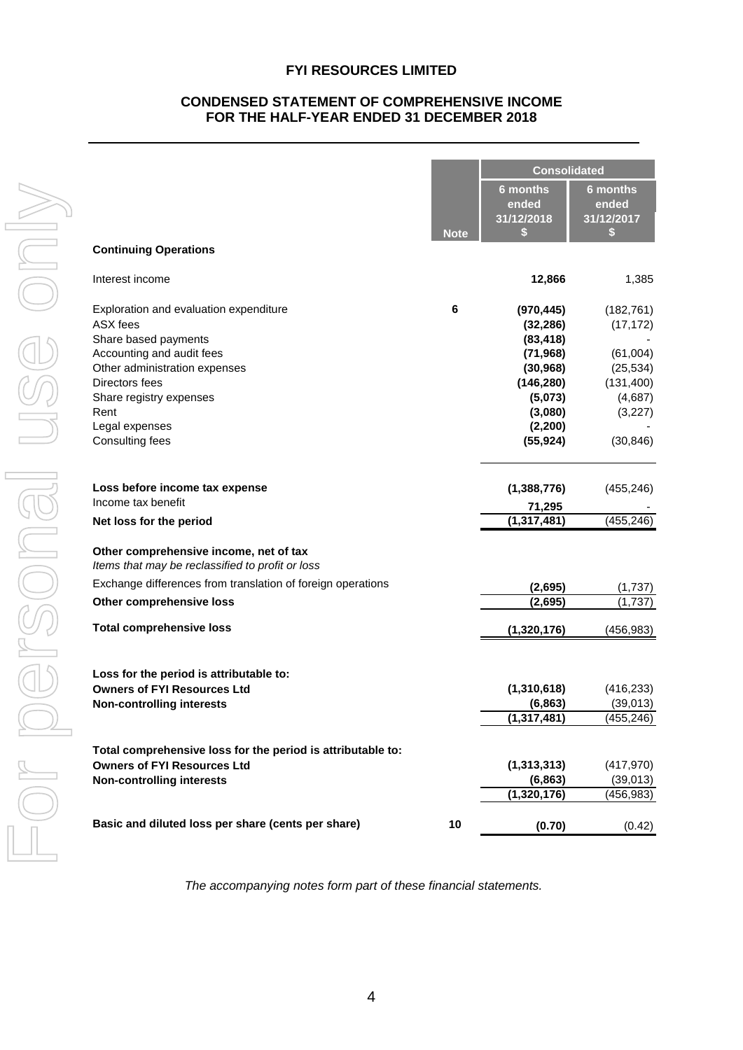# FYI RESOURCES LIMITED

## CONDENSED STATEMENT OF COMPREHENSIVE INCOME FOR THE HALF-YEAR ENDED 31 DECEMBER 2018

| | Note | Consolidated | |
|---|---|---|---|
| | | 6 months ended 31/12/2018 $ | 6 months ended 31/12/2017 $ |
| **Continuing Operations** | | | |
| Interest income | | **12,866** | 1,385 |
| Exploration and evaluation expenditure | 6 | **(970,445)** | (182,761) |
| ASX fees | | **(32,286)** | (17,172) |
| Share based payments | | **(83,418)** | - |
| Accounting and audit fees | | **(71,968)** | (61,004) |
| Other administration expenses | | **(30,968)** | (25,534) |
| Directors fees | | **(146,280)** | (131,400) |
| Share registry expenses | | **(5,073)** | (4,687) |
| Rent | | **(3,080)** | (3,227) |
| Legal expenses | | **(2,200)** | - |
| Consulting fees | | **(55,924)** | (30,846) |
| **Loss before income tax expense** | | **(1,388,776)** | (455,246) |
| Income tax benefit | | **71,295** | - |
| **Net loss for the period** | | **(1,317,481)** | (455,246) |
| **Other comprehensive income, net of tax** | | | |
| *Items that may be reclassified to profit or loss* | | | |
| Exchange differences from translation of foreign operations | | **(2,695)** | (1,737) |
| **Other comprehensive loss** | | **(2,695)** | (1,737) |
| **Total comprehensive loss** | | **(1,320,176)** | (456,983) |
| **Loss for the period is attributable to:** | | | |
| **Owners of FYI Resources Ltd** | | **(1,310,618)** | (416,233) |
| **Non-controlling interests** | | **(6,863)** | (39,013) |
| | | **(1,317,481)** | (455,246) |
| **Total comprehensive loss for the period is attributable to:** | | | |
| **Owners of FYI Resources Ltd** | | **(1,313,313)** | (417,970) |
| **Non-controlling interests** | | **(6,863)** | (39,013) |
| | | **(1,320,176)** | (456,983) |
| **Basic and diluted loss per share (cents per share)** | 10 | **(0.70)** | (0.42) |

*The accompanying notes form part of these financial statements.*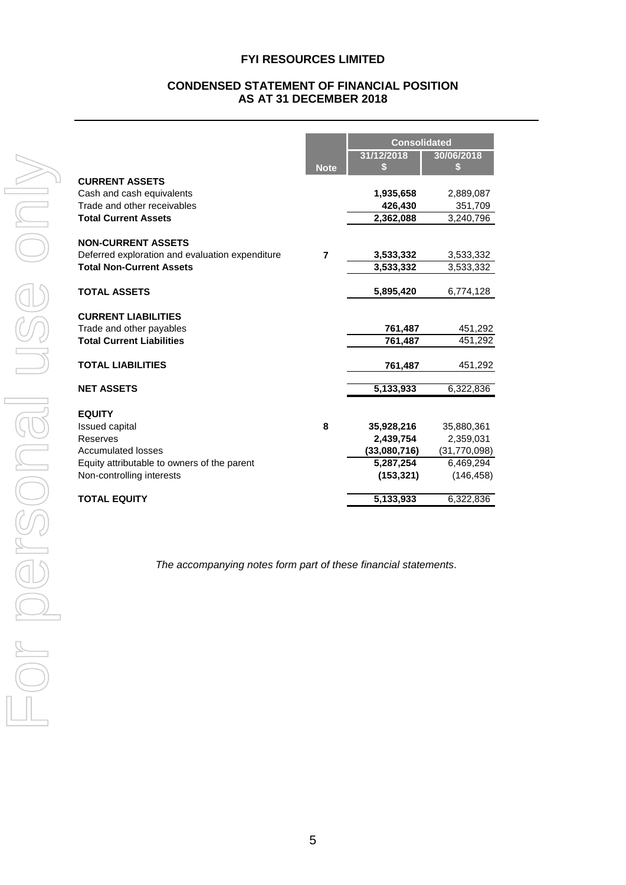# FYI RESOURCES LIMITED

## CONDENSED STATEMENT OF FINANCIAL POSITION AS AT 31 DECEMBER 2018

| | Note | Consolidated 31/12/2018 $ | Consolidated 30/06/2018 $ |
|---|---|---|---|
| **CURRENT ASSETS** | | | |
| Cash and cash equivalents | | **1,935,658** | 2,889,087 |
| Trade and other receivables | | **426,430** | 351,709 |
| **Total Current Assets** | | **2,362,088** | 3,240,796 |
| | | | |
| **NON-CURRENT ASSETS** | | | |
| Deferred exploration and evaluation expenditure | **7** | **3,533,332** | 3,533,332 |
| **Total Non-Current Assets** | | **3,533,332** | 3,533,332 |
| | | | |
| **TOTAL ASSETS** | | **5,895,420** | 6,774,128 |
| | | | |
| **CURRENT LIABILITIES** | | | |
| Trade and other payables | | **761,487** | 451,292 |
| **Total Current Liabilities** | | **761,487** | 451,292 |
| | | | |
| **TOTAL LIABILITIES** | | **761,487** | 451,292 |
| | | | |
| **NET ASSETS** | | **5,133,933** | 6,322,836 |
| | | | |
| **EQUITY** | | | |
| Issued capital | **8** | **35,928,216** | 35,880,361 |
| Reserves | | **2,439,754** | 2,359,031 |
| Accumulated losses | | **(33,080,716)** | (31,770,098) |
| Equity attributable to owners of the parent | | **5,287,254** | 6,469,294 |
| Non-controlling interests | | **(153,321)** | (146,458) |
| | | | |
| **TOTAL EQUITY** | | **5,133,933** | 6,322,836 |

*The accompanying notes form part of these financial statements.*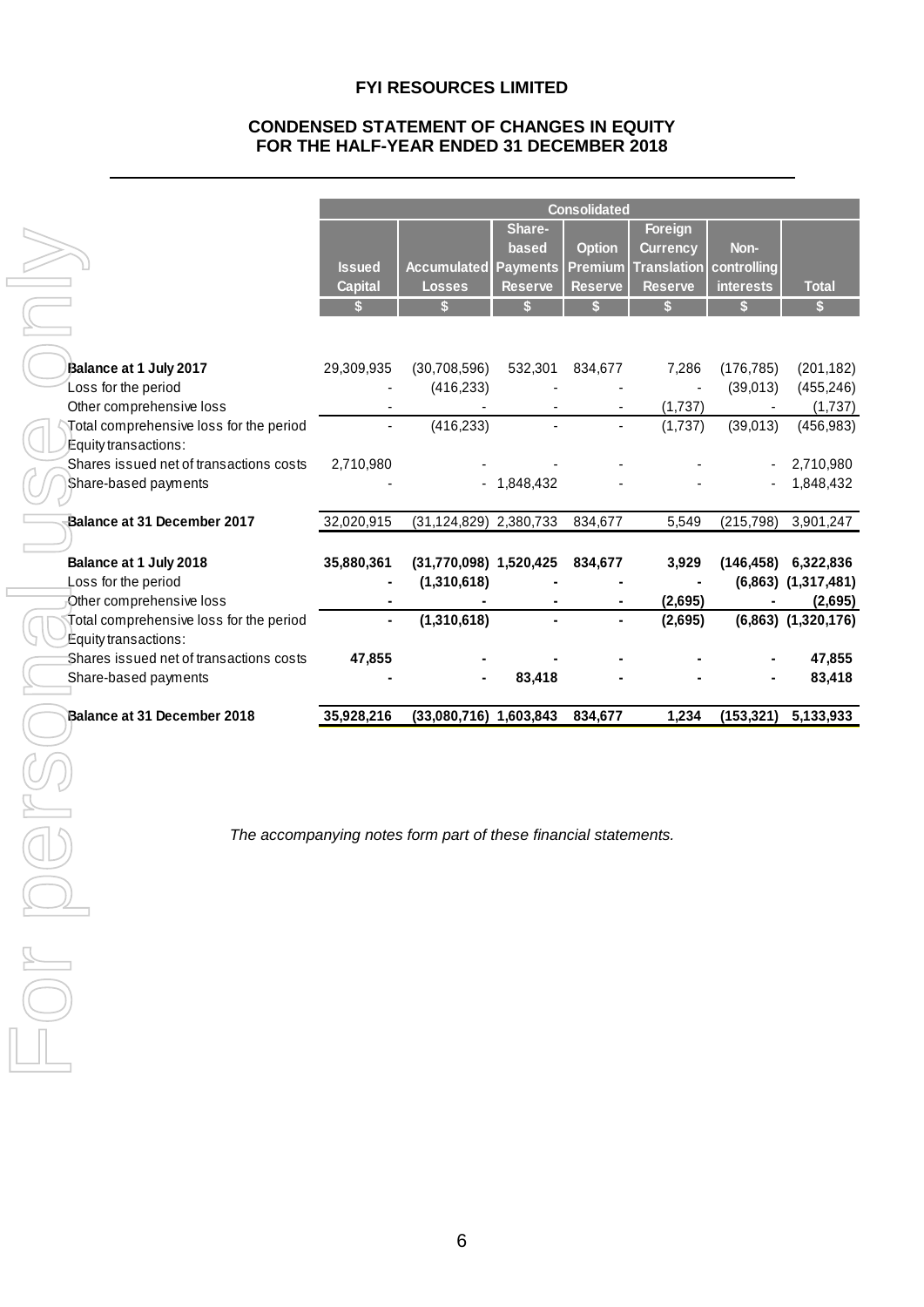**FYI RESOURCES LIMITED**

**CONDENSED STATEMENT OF CHANGES IN EQUITY**
**FOR THE HALF-YEAR ENDED 31 DECEMBER 2018**

| | Consolidated | | | | | | |
|---|---|---|---|---|---|---|---|
| | Issued Capital | Accumulated Losses | Share-based Payments Reserve | Option Premium Reserve | Foreign Currency Translation Reserve | Non-controlling interests | Total |
| | $ | $ | $ | $ | $ | $ | $ |
| **Balance at 1 July 2017** | 29,309,935 | (30,708,596) | 532,301 | 834,677 | 7,286 | (176,785) | (201,182) |
| Loss for the period | - | (416,233) | - | - | - | (39,013) | (455,246) |
| Other comprehensive loss | - | - | - | - | (1,737) | - | (1,737) |
| Total comprehensive loss for the period | - | (416,233) | - | - | (1,737) | (39,013) | (456,983) |
| Equity transactions: | | | | | | | |
| Shares issued net of transactions costs | 2,710,980 | - | - | - | - | - | 2,710,980 |
| Share-based payments | - | - | 1,848,432 | - | - | - | 1,848,432 |
| **Balance at 31 December 2017** | 32,020,915 | (31,124,829) | 2,380,733 | 834,677 | 5,549 | (215,798) | 3,901,247 |
| **Balance at 1 July 2018** | **35,880,361** | **(31,770,098)** | **1,520,425** | **834,677** | **3,929** | **(146,458)** | **6,322,836** |
| Loss for the period | **-** | **(1,310,618)** | **-** | **-** | **-** | **(6,863)** | **(1,317,481)** |
| Other comprehensive loss | **-** | **-** | **-** | **-** | **(2,695)** | **-** | **(2,695)** |
| Total comprehensive loss for the period | **-** | **(1,310,618)** | **-** | **-** | **(2,695)** | **(6,863)** | **(1,320,176)** |
| Equity transactions: | | | | | | | |
| Shares issued net of transactions costs | **47,855** | **-** | **-** | **-** | **-** | **-** | **47,855** |
| Share-based payments | **-** | **-** | **83,418** | **-** | **-** | **-** | **83,418** |
| **Balance at 31 December 2018** | **35,928,216** | **(33,080,716)** | **1,603,843** | **834,677** | **1,234** | **(153,321)** | **5,133,933** |

*The accompanying notes form part of these financial statements.*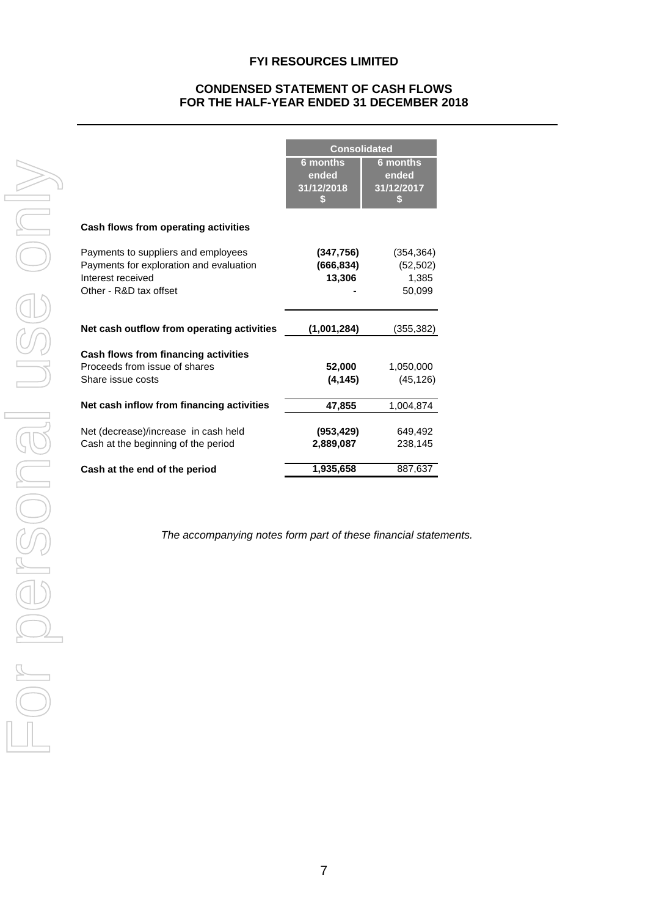# FYI RESOURCES LIMITED

## CONDENSED STATEMENT OF CASH FLOWS
## FOR THE HALF-YEAR ENDED 31 DECEMBER 2018

| | Consolidated | |
|---|---|---|
| | 6 months ended 31/12/2018 $ | 6 months ended 31/12/2017 $ |
| **Cash flows from operating activities** | | |
| Payments to suppliers and employees | **(347,756)** | (354,364) |
| Payments for exploration and evaluation | **(666,834)** | (52,502) |
| Interest received | **13,306** | 1,385 |
| Other - R&D tax offset | **-** | 50,099 |
| **Net cash outflow from operating activities** | **(1,001,284)** | (355,382) |
| **Cash flows from financing activities** | | |
| Proceeds from issue of shares | **52,000** | 1,050,000 |
| Share issue costs | **(4,145)** | (45,126) |
| **Net cash inflow from financing activities** | **47,855** | 1,004,874 |
| Net (decrease)/increase in cash held | **(953,429)** | 649,492 |
| Cash at the beginning of the period | **2,889,087** | 238,145 |
| **Cash at the end of the period** | **1,935,658** | 887,637 |

*The accompanying notes form part of these financial statements.*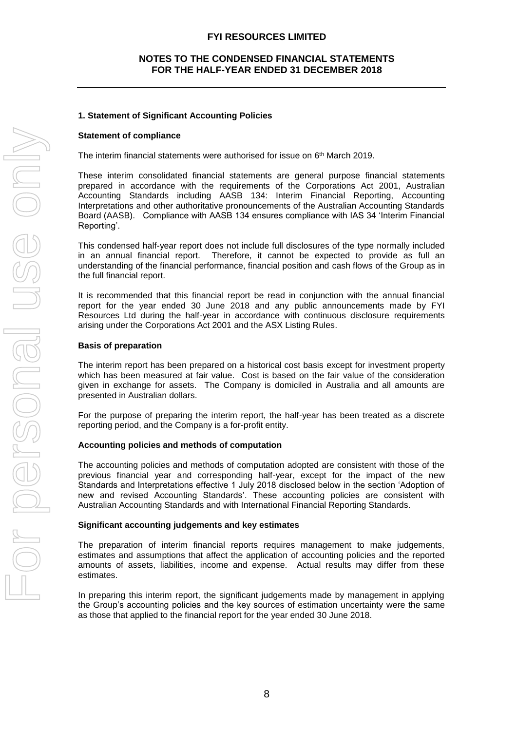# FYI RESOURCES LIMITED

## NOTES TO THE CONDENSED FINANCIAL STATEMENTS FOR THE HALF-YEAR ENDED 31 DECEMBER 2018

### 1. Statement of Significant Accounting Policies

**Statement of compliance**

The interim financial statements were authorised for issue on 6th March 2019.

These interim consolidated financial statements are general purpose financial statements prepared in accordance with the requirements of the Corporations Act 2001, Australian Accounting Standards including AASB 134: Interim Financial Reporting, Accounting Interpretations and other authoritative pronouncements of the Australian Accounting Standards Board (AASB). Compliance with AASB 134 ensures compliance with IAS 34 'Interim Financial Reporting'.

This condensed half-year report does not include full disclosures of the type normally included in an annual financial report. Therefore, it cannot be expected to provide as full an understanding of the financial performance, financial position and cash flows of the Group as in the full financial report.

It is recommended that this financial report be read in conjunction with the annual financial report for the year ended 30 June 2018 and any public announcements made by FYI Resources Ltd during the half-year in accordance with continuous disclosure requirements arising under the Corporations Act 2001 and the ASX Listing Rules.

**Basis of preparation**

The interim report has been prepared on a historical cost basis except for investment property which has been measured at fair value. Cost is based on the fair value of the consideration given in exchange for assets. The Company is domiciled in Australia and all amounts are presented in Australian dollars.

For the purpose of preparing the interim report, the half-year has been treated as a discrete reporting period, and the Company is a for-profit entity.

**Accounting policies and methods of computation**

The accounting policies and methods of computation adopted are consistent with those of the previous financial year and corresponding half-year, except for the impact of the new Standards and Interpretations effective 1 July 2018 disclosed below in the section 'Adoption of new and revised Accounting Standards'. These accounting policies are consistent with Australian Accounting Standards and with International Financial Reporting Standards.

**Significant accounting judgements and key estimates**

The preparation of interim financial reports requires management to make judgements, estimates and assumptions that affect the application of accounting policies and the reported amounts of assets, liabilities, income and expense. Actual results may differ from these estimates.

In preparing this interim report, the significant judgements made by management in applying the Group's accounting policies and the key sources of estimation uncertainty were the same as those that applied to the financial report for the year ended 30 June 2018.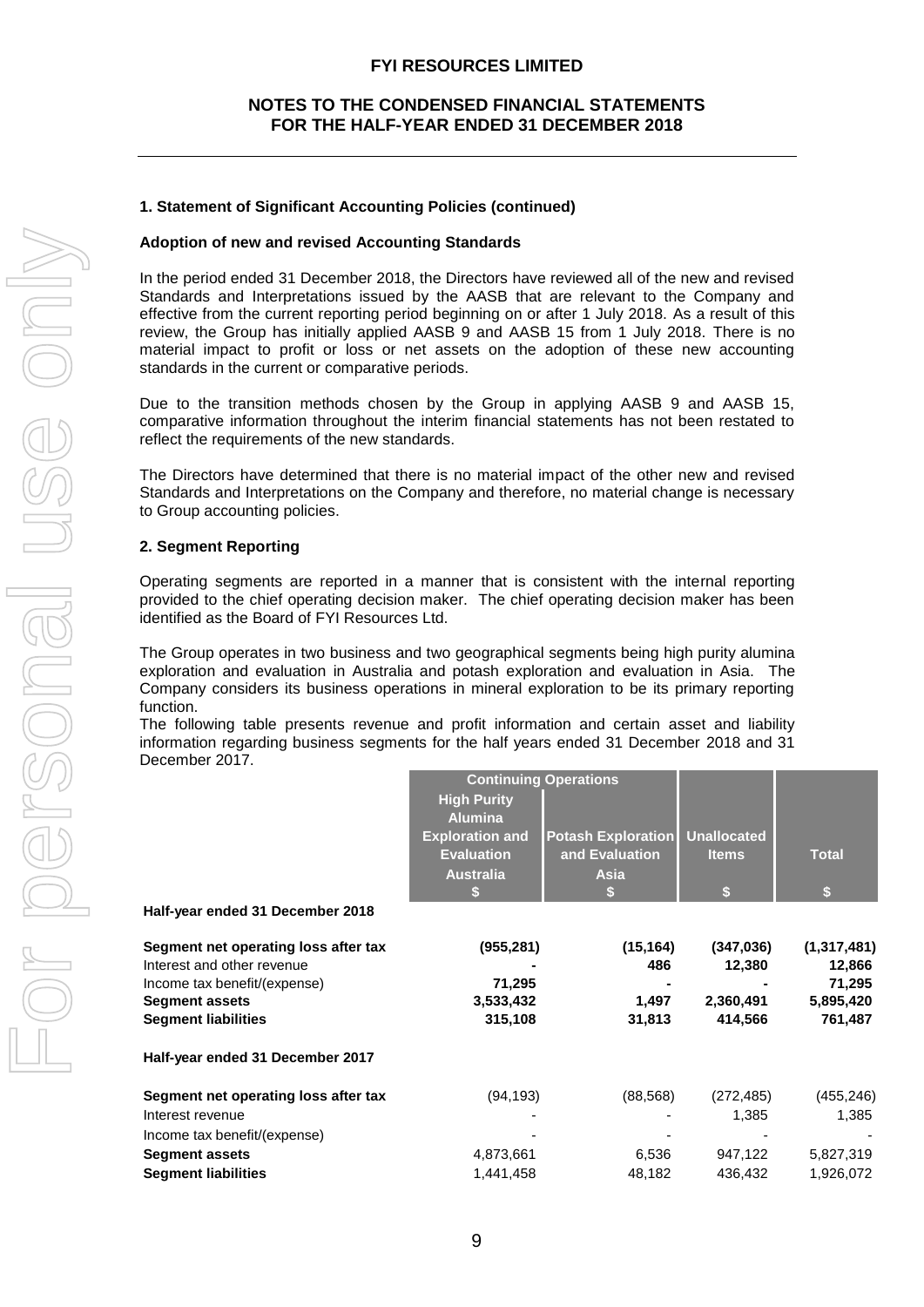## 1. Statement of Significant Accounting Policies (continued)

### Adoption of new and revised Accounting Standards

In the period ended 31 December 2018, the Directors have reviewed all of the new and revised Standards and Interpretations issued by the AASB that are relevant to the Company and effective from the current reporting period beginning on or after 1 July 2018. As a result of this review, the Group has initially applied AASB 9 and AASB 15 from 1 July 2018. There is no material impact to profit or loss or net assets on the adoption of these new accounting standards in the current or comparative periods.

Due to the transition methods chosen by the Group in applying AASB 9 and AASB 15, comparative information throughout the interim financial statements has not been restated to reflect the requirements of the new standards.

The Directors have determined that there is no material impact of the other new and revised Standards and Interpretations on the Company and therefore, no material change is necessary to Group accounting policies.

## 2. Segment Reporting

Operating segments are reported in a manner that is consistent with the internal reporting provided to the chief operating decision maker. The chief operating decision maker has been identified as the Board of FYI Resources Ltd.

The Group operates in two business and two geographical segments being high purity alumina exploration and evaluation in Australia and potash exploration and evaluation in Asia. The Company considers its business operations in mineral exploration to be its primary reporting function.

The following table presents revenue and profit information and certain asset and liability information regarding business segments for the half years ended 31 December 2018 and 31 December 2017.

| | Continuing Operations | | | |
|---|---|---|---|---|
| | High Purity Alumina Exploration and Evaluation Australia | Potash Exploration and Evaluation Asia | Unallocated Items | Total |
| | $ | $ | $ | $ |
| **Half-year ended 31 December 2018** | | | | |
| **Segment net operating loss after tax** | **(955,281)** | **(15,164)** | **(347,036)** | **(1,317,481)** |
| Interest and other revenue | **-** | **486** | **12,380** | **12,866** |
| Income tax benefit/(expense) | **71,295** | **-** | **-** | **71,295** |
| **Segment assets** | **3,533,432** | **1,497** | **2,360,491** | **5,895,420** |
| **Segment liabilities** | **315,108** | **31,813** | **414,566** | **761,487** |
| **Half-year ended 31 December 2017** | | | | |
| **Segment net operating loss after tax** | (94,193) | (88,568) | (272,485) | (455,246) |
| Interest revenue | - | - | 1,385 | 1,385 |
| Income tax benefit/(expense) | - | - | - | - |
| **Segment assets** | 4,873,661 | 6,536 | 947,122 | 5,827,319 |
| **Segment liabilities** | 1,441,458 | 48,182 | 436,432 | 1,926,072 |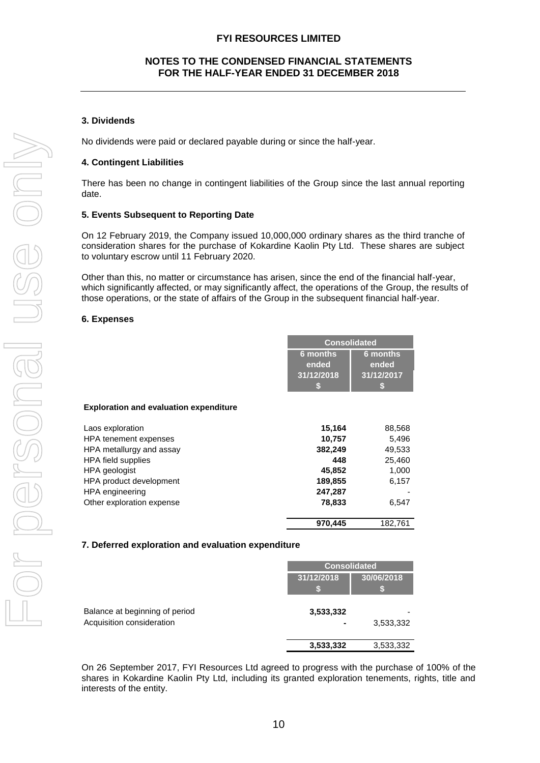### 3. Dividends

No dividends were paid or declared payable during or since the half-year.

### 4. Contingent Liabilities

There has been no change in contingent liabilities of the Group since the last annual reporting date.

### 5. Events Subsequent to Reporting Date

On 12 February 2019, the Company issued 10,000,000 ordinary shares as the third tranche of consideration shares for the purchase of Kokardine Kaolin Pty Ltd. These shares are subject to voluntary escrow until 11 February 2020.

Other than this, no matter or circumstance has arisen, since the end of the financial half-year, which significantly affected, or may significantly affect, the operations of the Group, the results of those operations, or the state of affairs of the Group in the subsequent financial half-year.

### 6. Expenses

| | Consolidated | |
|---|---|---|
| | 6 months ended 31/12/2018 $ | 6 months ended 31/12/2017 $ |
| **Exploration and evaluation expenditure** | | |
| Laos exploration | **15,164** | 88,568 |
| HPA tenement expenses | **10,757** | 5,496 |
| HPA metallurgy and assay | **382,249** | 49,533 |
| HPA field supplies | **448** | 25,460 |
| HPA geologist | **45,852** | 1,000 |
| HPA product development | **189,855** | 6,157 |
| HPA engineering | **247,287** | - |
| Other exploration expense | **78,833** | 6,547 |
| | **970,445** | 182,761 |

### 7. Deferred exploration and evaluation expenditure

| | Consolidated | |
|---|---|---|
| | 31/12/2018 $ | 30/06/2018 $ |
| Balance at beginning of period | **3,533,332** | - |
| Acquisition consideration | **-** | 3,533,332 |
| | **3,533,332** | 3,533,332 |

On 26 September 2017, FYI Resources Ltd agreed to progress with the purchase of 100% of the shares in Kokardine Kaolin Pty Ltd, including its granted exploration tenements, rights, title and interests of the entity.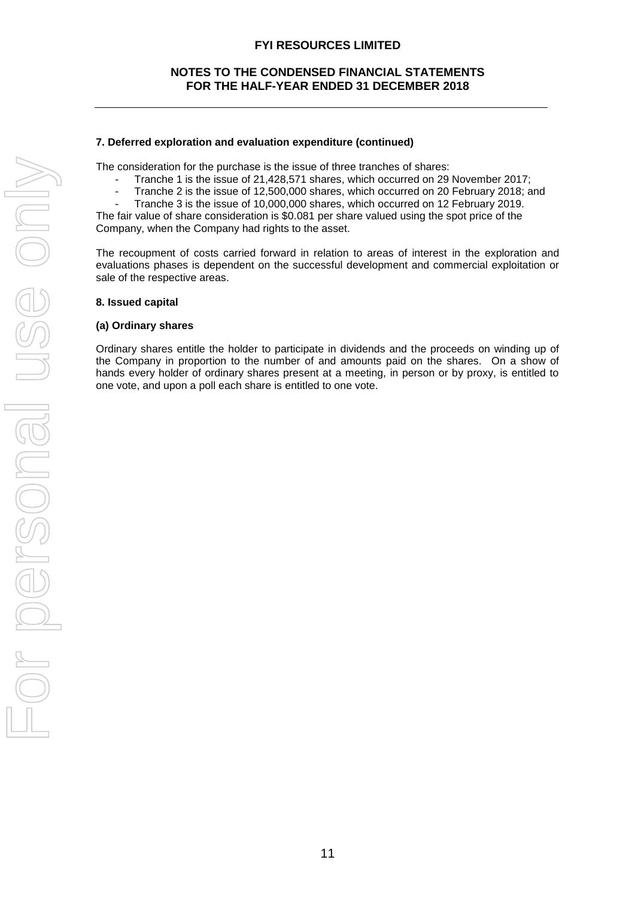#### 7. Deferred exploration and evaluation expenditure (continued)

The consideration for the purchase is the issue of three tranches of shares:

- Tranche 1 is the issue of 21,428,571 shares, which occurred on 29 November 2017;
- Tranche 2 is the issue of 12,500,000 shares, which occurred on 20 February 2018; and
- Tranche 3 is the issue of 10,000,000 shares, which occurred on 12 February 2019.

The fair value of share consideration is $0.081 per share valued using the spot price of the Company, when the Company had rights to the asset.

The recoupment of costs carried forward in relation to areas of interest in the exploration and evaluations phases is dependent on the successful development and commercial exploitation or sale of the respective areas.

#### 8. Issued capital

##### (a) Ordinary shares

Ordinary shares entitle the holder to participate in dividends and the proceeds on winding up of the Company in proportion to the number of and amounts paid on the shares. On a show of hands every holder of ordinary shares present at a meeting, in person or by proxy, is entitled to one vote, and upon a poll each share is entitled to one vote.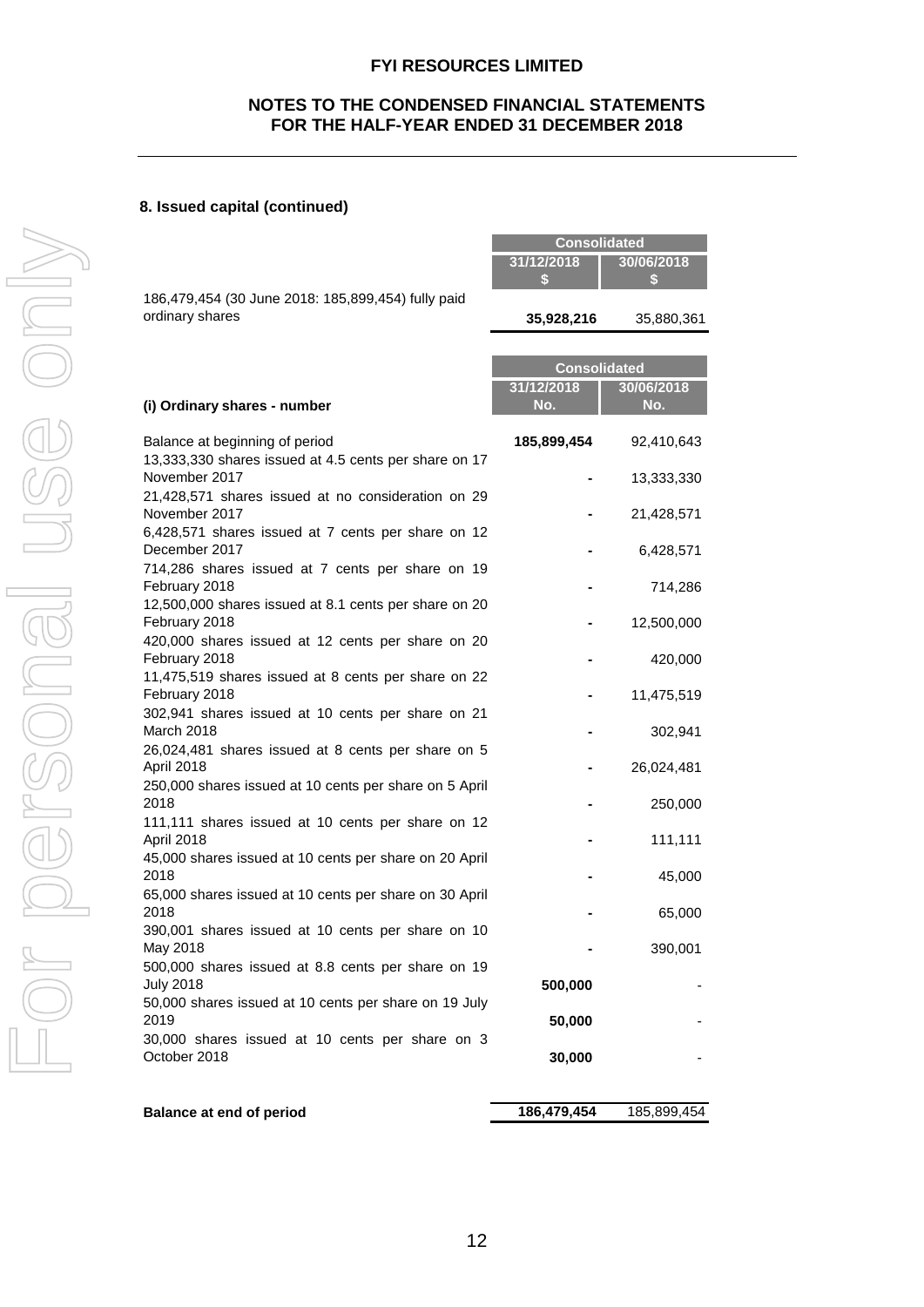## 8. Issued capital (continued)

| | Consolidated | |
|---|---|---|
| | 31/12/2018 $ | 30/06/2018 $ |
| 186,479,454 (30 June 2018: 185,899,454) fully paid ordinary shares | **35,928,216** | 35,880,361 |

| | Consolidated | |
|---|---|---|
| **(i) Ordinary shares - number** | 31/12/2018 No. | 30/06/2018 No. |
| Balance at beginning of period | **185,899,454** | 92,410,643 |
| 13,333,330 shares issued at 4.5 cents per share on 17 November 2017 | **-** | 13,333,330 |
| 21,428,571 shares issued at no consideration on 29 November 2017 | **-** | 21,428,571 |
| 6,428,571 shares issued at 7 cents per share on 12 December 2017 | **-** | 6,428,571 |
| 714,286 shares issued at 7 cents per share on 19 February 2018 | **-** | 714,286 |
| 12,500,000 shares issued at 8.1 cents per share on 20 February 2018 | **-** | 12,500,000 |
| 420,000 shares issued at 12 cents per share on 20 February 2018 | **-** | 420,000 |
| 11,475,519 shares issued at 8 cents per share on 22 February 2018 | **-** | 11,475,519 |
| 302,941 shares issued at 10 cents per share on 21 March 2018 | **-** | 302,941 |
| 26,024,481 shares issued at 8 cents per share on 5 April 2018 | **-** | 26,024,481 |
| 250,000 shares issued at 10 cents per share on 5 April 2018 | **-** | 250,000 |
| 111,111 shares issued at 10 cents per share on 12 April 2018 | **-** | 111,111 |
| 45,000 shares issued at 10 cents per share on 20 April 2018 | **-** | 45,000 |
| 65,000 shares issued at 10 cents per share on 30 April 2018 | **-** | 65,000 |
| 390,001 shares issued at 10 cents per share on 10 May 2018 | **-** | 390,001 |
| 500,000 shares issued at 8.8 cents per share on 19 July 2018 | **500,000** | - |
| 50,000 shares issued at 10 cents per share on 19 July 2019 | **50,000** | - |
| 30,000 shares issued at 10 cents per share on 3 October 2018 | **30,000** | - |
| **Balance at end of period** | **186,479,454** | 185,899,454 |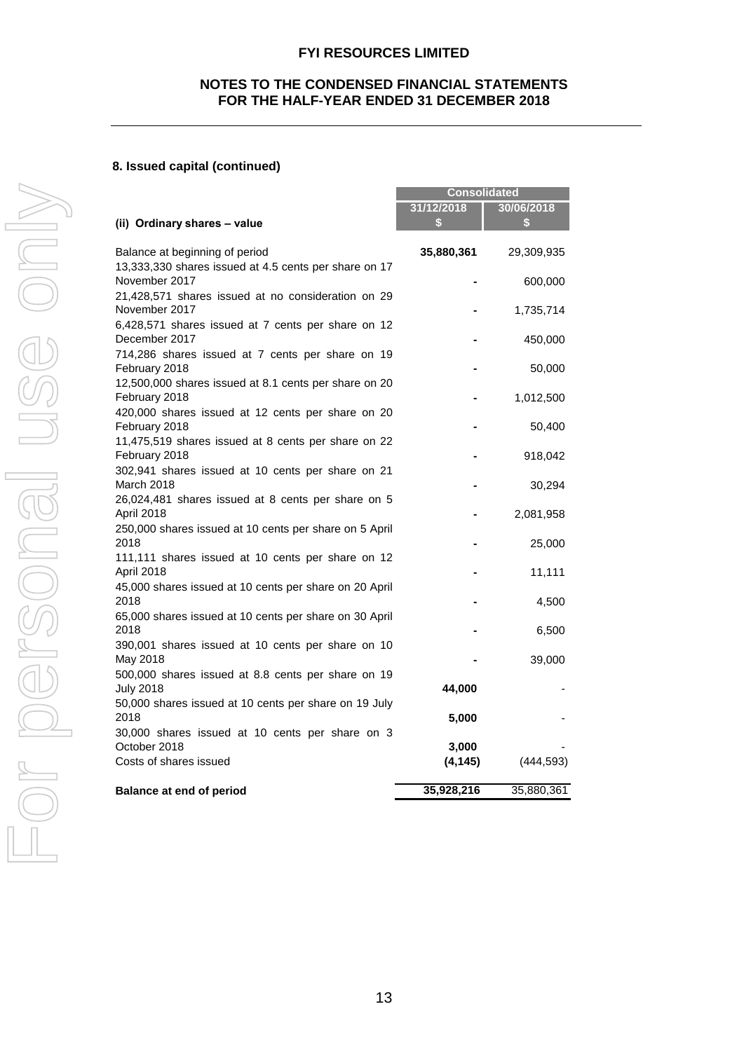## 8. Issued capital (continued)

| (ii) Ordinary shares – value | Consolidated 31/12/2018 $ | Consolidated 30/06/2018 $ |
|---|---|---|
| Balance at beginning of period | **35,880,361** | 29,309,935 |
| 13,333,330 shares issued at 4.5 cents per share on 17 November 2017 | **-** | 600,000 |
| 21,428,571 shares issued at no consideration on 29 November 2017 | **-** | 1,735,714 |
| 6,428,571 shares issued at 7 cents per share on 12 December 2017 | **-** | 450,000 |
| 714,286 shares issued at 7 cents per share on 19 February 2018 | **-** | 50,000 |
| 12,500,000 shares issued at 8.1 cents per share on 20 February 2018 | **-** | 1,012,500 |
| 420,000 shares issued at 12 cents per share on 20 February 2018 | **-** | 50,400 |
| 11,475,519 shares issued at 8 cents per share on 22 February 2018 | **-** | 918,042 |
| 302,941 shares issued at 10 cents per share on 21 March 2018 | **-** | 30,294 |
| 26,024,481 shares issued at 8 cents per share on 5 April 2018 | **-** | 2,081,958 |
| 250,000 shares issued at 10 cents per share on 5 April 2018 | **-** | 25,000 |
| 111,111 shares issued at 10 cents per share on 12 April 2018 | **-** | 11,111 |
| 45,000 shares issued at 10 cents per share on 20 April 2018 | **-** | 4,500 |
| 65,000 shares issued at 10 cents per share on 30 April 2018 | **-** | 6,500 |
| 390,001 shares issued at 10 cents per share on 10 May 2018 | **-** | 39,000 |
| 500,000 shares issued at 8.8 cents per share on 19 July 2018 | **44,000** | - |
| 50,000 shares issued at 10 cents per share on 19 July 2018 | **5,000** | - |
| 30,000 shares issued at 10 cents per share on 3 October 2018 | **3,000** | - |
| Costs of shares issued | **(4,145)** | (444,593) |
| **Balance at end of period** | **35,928,216** | 35,880,361 |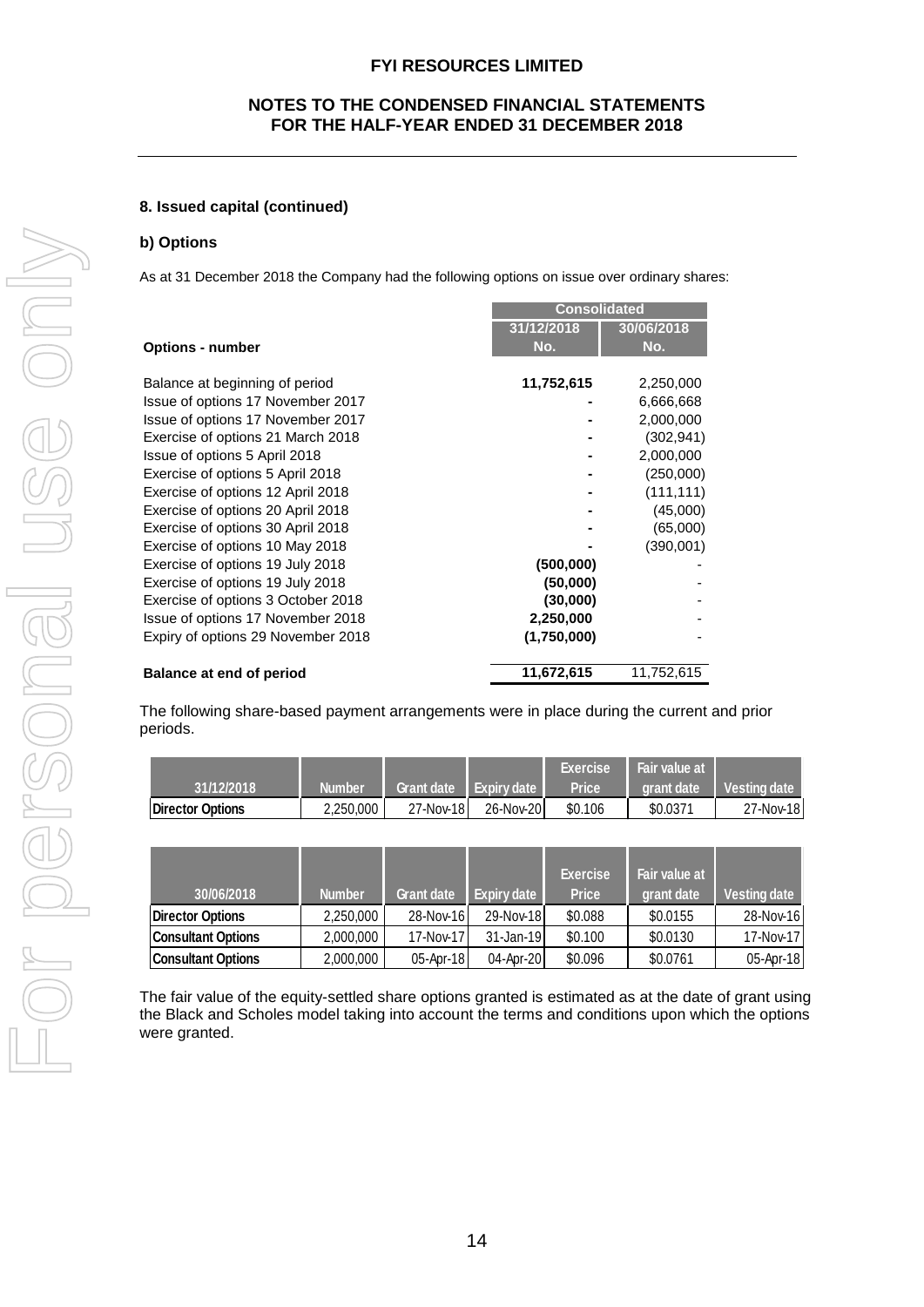# FYI RESOURCES LIMITED

## NOTES TO THE CONDENSED FINANCIAL STATEMENTS FOR THE HALF-YEAR ENDED 31 DECEMBER 2018

### 8. Issued capital (continued)

#### b) Options

As at 31 December 2018 the Company had the following options on issue over ordinary shares:

| | Consolidated | |
|---|---|---|
| **Options - number** | **31/12/2018 No.** | **30/06/2018 No.** |
| Balance at beginning of period | **11,752,615** | 2,250,000 |
| Issue of options 17 November 2017 | **-** | 6,666,668 |
| Issue of options 17 November 2017 | **-** | 2,000,000 |
| Exercise of options 21 March 2018 | **-** | (302,941) |
| Issue of options 5 April 2018 | **-** | 2,000,000 |
| Exercise of options 5 April 2018 | **-** | (250,000) |
| Exercise of options 12 April 2018 | **-** | (111,111) |
| Exercise of options 20 April 2018 | **-** | (45,000) |
| Exercise of options 30 April 2018 | **-** | (65,000) |
| Exercise of options 10 May 2018 | **-** | (390,001) |
| Exercise of options 19 July 2018 | **(500,000)** | - |
| Exercise of options 19 July 2018 | **(50,000)** | - |
| Exercise of options 3 October 2018 | **(30,000)** | - |
| Issue of options 17 November 2018 | **2,250,000** | - |
| Expiry of options 29 November 2018 | **(1,750,000)** | - |
| **Balance at end of period** | **11,672,615** | 11,752,615 |

The following share-based payment arrangements were in place during the current and prior periods.

| 31/12/2018 | Number | Grant date | Expiry date | Exercise Price | Fair value at grant date | Vesting date |
|---|---|---|---|---|---|---|
| **Director Options** | 2,250,000 | 27-Nov-18 | 26-Nov-20 | \$0.106 | \$0.0371 | 27-Nov-18 |

| 30/06/2018 | Number | Grant date | Expiry date | Exercise Price | Fair value at grant date | Vesting date |
|---|---|---|---|---|---|---|
| **Director Options** | 2,250,000 | 28-Nov-16 | 29-Nov-18 | \$0.088 | \$0.0155 | 28-Nov-16 |
| **Consultant Options** | 2,000,000 | 17-Nov-17 | 31-Jan-19 | \$0.100 | \$0.0130 | 17-Nov-17 |
| **Consultant Options** | 2,000,000 | 05-Apr-18 | 04-Apr-20 | \$0.096 | \$0.0761 | 05-Apr-18 |

The fair value of the equity-settled share options granted is estimated as at the date of grant using the Black and Scholes model taking into account the terms and conditions upon which the options were granted.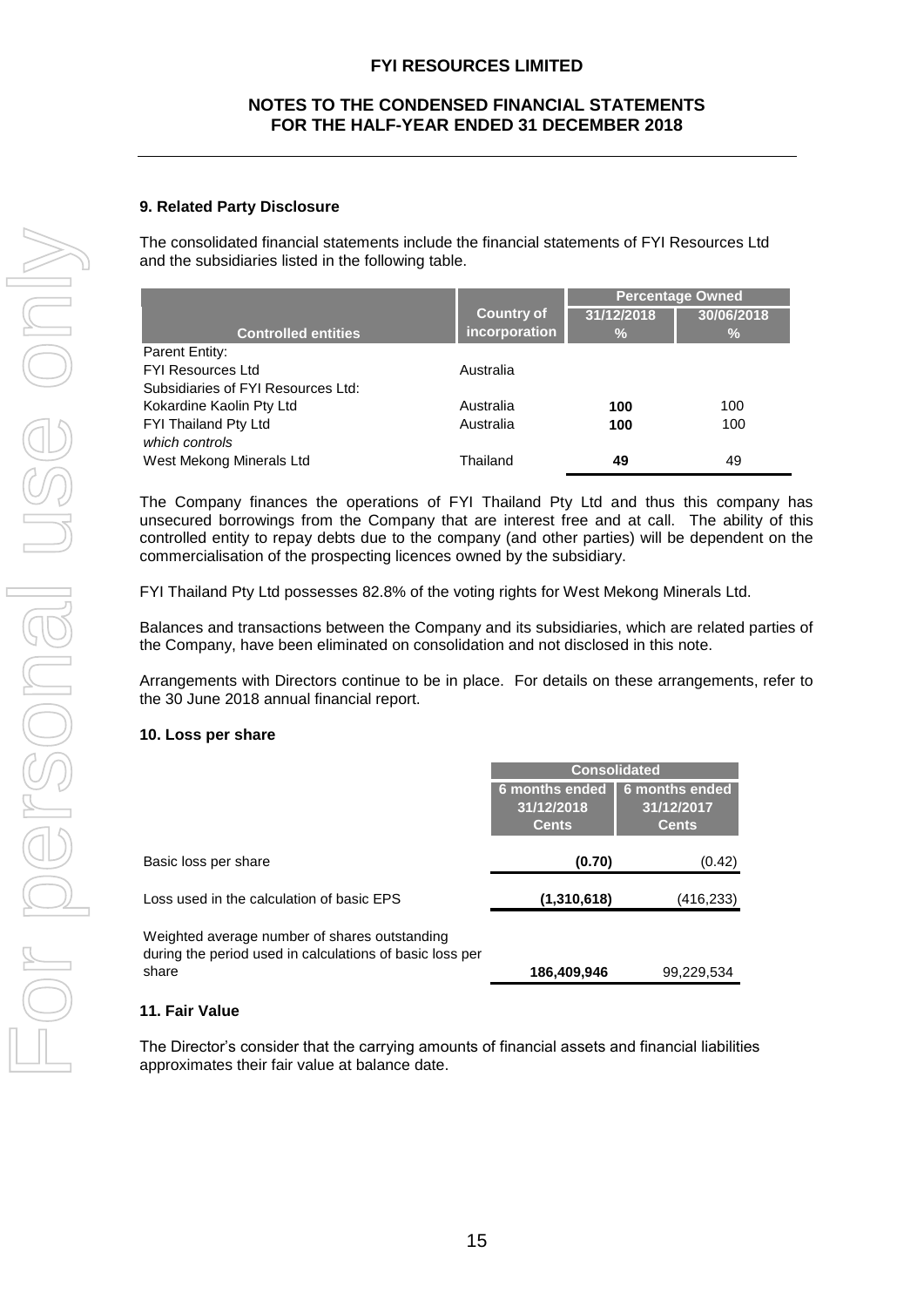## 9. Related Party Disclosure

The consolidated financial statements include the financial statements of FYI Resources Ltd and the subsidiaries listed in the following table.

| Controlled entities | Country of incorporation | Percentage Owned 31/12/2018 % | Percentage Owned 30/06/2018 % |
|---|---|---|---|
| Parent Entity: | | | |
| FYI Resources Ltd | Australia | | |
| Subsidiaries of FYI Resources Ltd: | | | |
| Kokardine Kaolin Pty Ltd | Australia | **100** | 100 |
| FYI Thailand Pty Ltd | Australia | **100** | 100 |
| *which controls* | | | |
| West Mekong Minerals Ltd | Thailand | **49** | 49 |

The Company finances the operations of FYI Thailand Pty Ltd and thus this company has unsecured borrowings from the Company that are interest free and at call. The ability of this controlled entity to repay debts due to the company (and other parties) will be dependent on the commercialisation of the prospecting licences owned by the subsidiary.

FYI Thailand Pty Ltd possesses 82.8% of the voting rights for West Mekong Minerals Ltd.

Balances and transactions between the Company and its subsidiaries, which are related parties of the Company, have been eliminated on consolidation and not disclosed in this note.

Arrangements with Directors continue to be in place. For details on these arrangements, refer to the 30 June 2018 annual financial report.

## 10. Loss per share

| | Consolidated 6 months ended 31/12/2018 Cents | Consolidated 6 months ended 31/12/2017 Cents |
|---|---|---|
| Basic loss per share | **(0.70)** | (0.42) |
| Loss used in the calculation of basic EPS | **(1,310,618)** | (416,233) |
| Weighted average number of shares outstanding during the period used in calculations of basic loss per share | **186,409,946** | 99,229,534 |

## 11. Fair Value

The Director's consider that the carrying amounts of financial assets and financial liabilities approximates their fair value at balance date.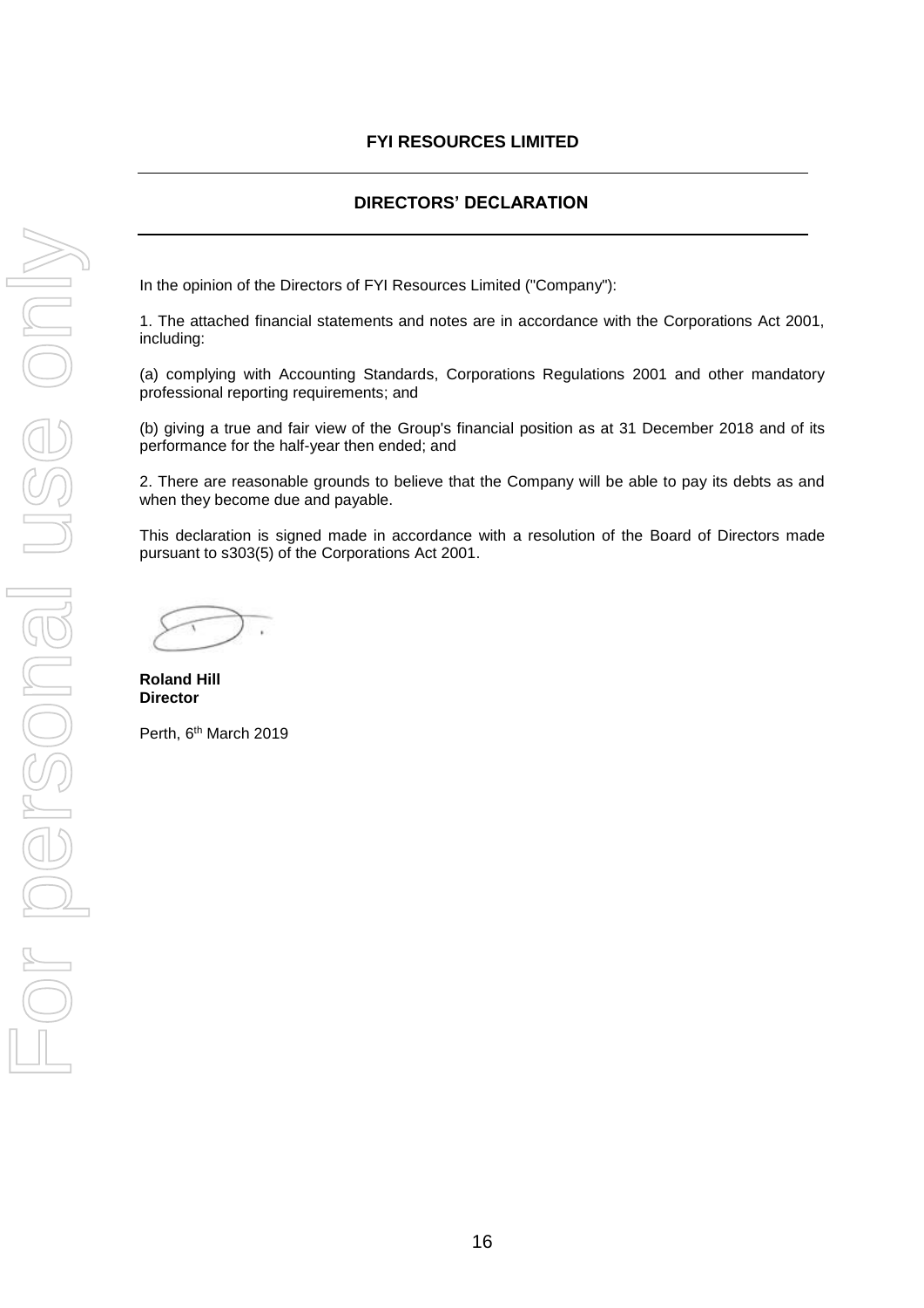# FYI RESOURCES LIMITED

## DIRECTORS' DECLARATION

In the opinion of the Directors of FYI Resources Limited ("Company"):

1. The attached financial statements and notes are in accordance with the Corporations Act 2001, including:

(a) complying with Accounting Standards, Corporations Regulations 2001 and other mandatory professional reporting requirements; and

(b) giving a true and fair view of the Group's financial position as at 31 December 2018 and of its performance for the half-year then ended; and

2. There are reasonable grounds to believe that the Company will be able to pay its debts as and when they become due and payable.

This declaration is signed made in accordance with a resolution of the Board of Directors made pursuant to s303(5) of the Corporations Act 2001.

**Roland Hill**
**Director**

Perth, 6th March 2019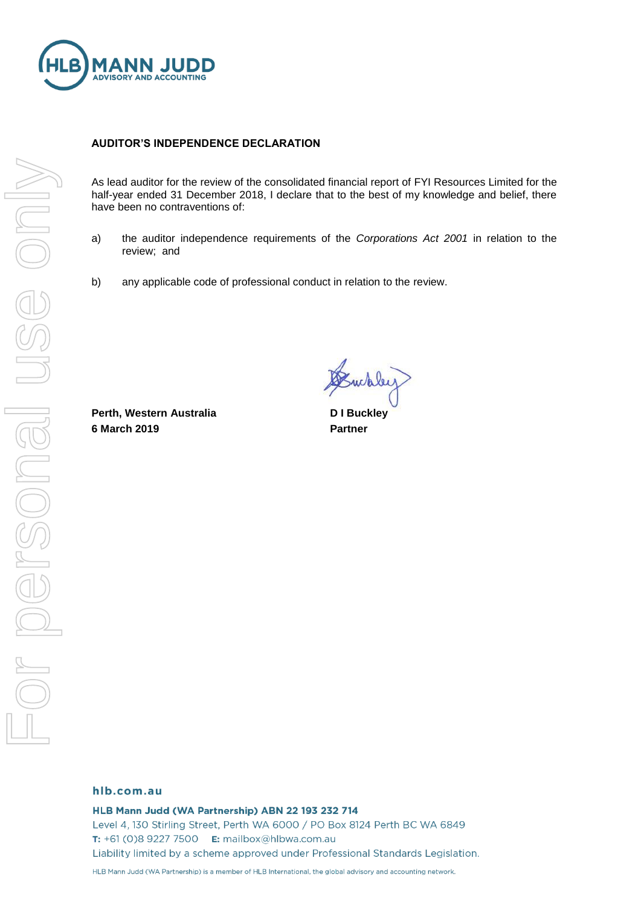HLB MANN JUDD
ADVISORY AND ACCOUNTING

**AUDITOR'S INDEPENDENCE DECLARATION**

As lead auditor for the review of the consolidated financial report of FYI Resources Limited for the half-year ended 31 December 2018, I declare that to the best of my knowledge and belief, there have been no contraventions of:

a) the auditor independence requirements of the *Corporations Act 2001* in relation to the review; and

b) any applicable code of professional conduct in relation to the review.

**Perth, Western Australia**
**6 March 2019**

**D I Buckley**
**Partner**

**hlb.com.au**

**HLB Mann Judd (WA Partnership) ABN 22 193 232 714**
Level 4, 130 Stirling Street, Perth WA 6000 / PO Box 8124 Perth BC WA 6849
**T:** +61 (0)8 9227 7500 **E:** mailbox@hlbwa.com.au
Liability limited by a scheme approved under Professional Standards Legislation.

HLB Mann Judd (WA Partnership) is a member of HLB International, the global advisory and accounting network.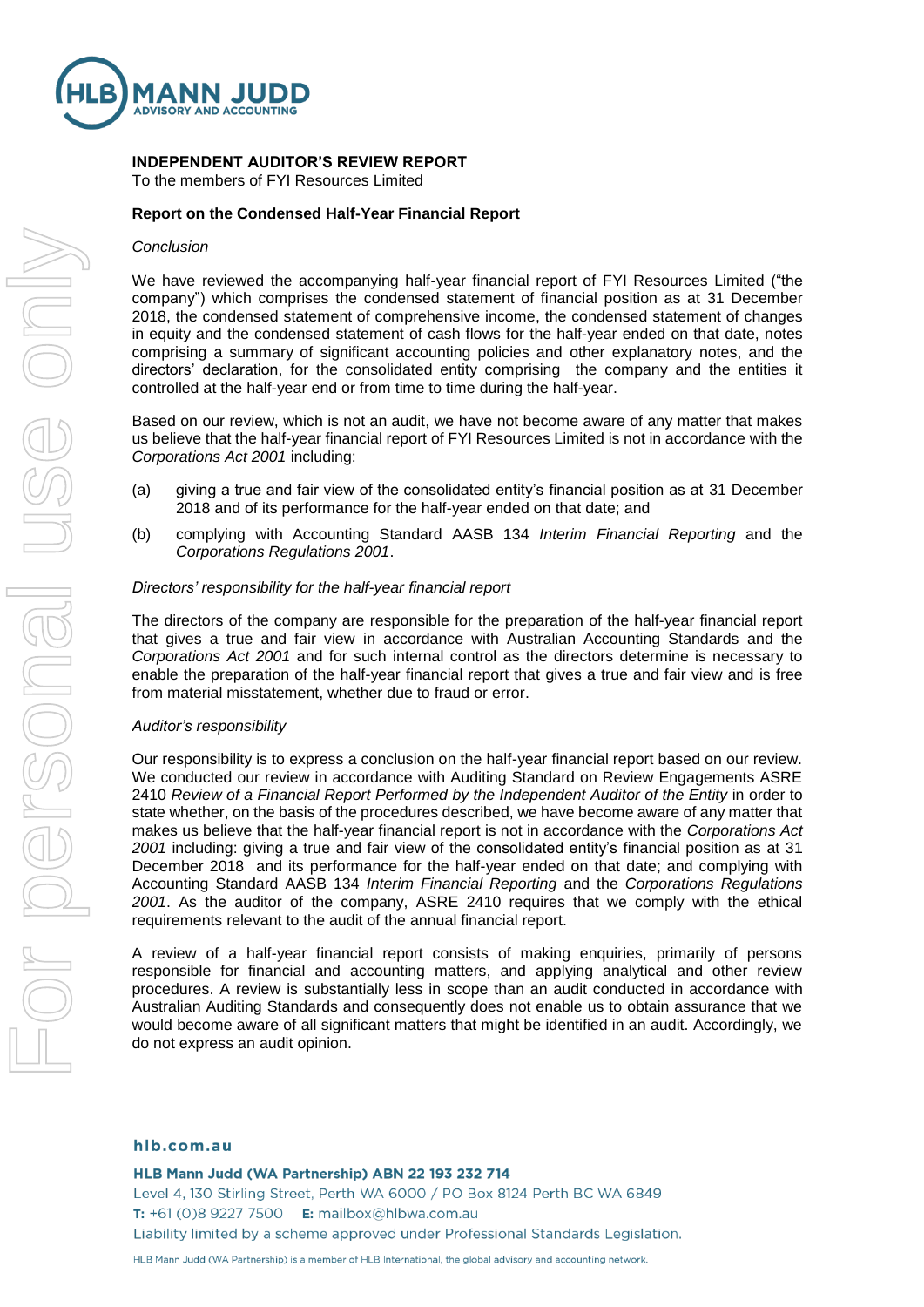**INDEPENDENT AUDITOR'S REVIEW REPORT**
To the members of FYI Resources Limited

**Report on the Condensed Half-Year Financial Report**

*Conclusion*

We have reviewed the accompanying half-year financial report of FYI Resources Limited ("the company") which comprises the condensed statement of financial position as at 31 December 2018, the condensed statement of comprehensive income, the condensed statement of changes in equity and the condensed statement of cash flows for the half-year ended on that date, notes comprising a summary of significant accounting policies and other explanatory notes, and the directors' declaration, for the consolidated entity comprising the company and the entities it controlled at the half-year end or from time to time during the half-year.

Based on our review, which is not an audit, we have not become aware of any matter that makes us believe that the half-year financial report of FYI Resources Limited is not in accordance with the *Corporations Act 2001* including:

(a) giving a true and fair view of the consolidated entity's financial position as at 31 December 2018 and of its performance for the half-year ended on that date; and

(b) complying with Accounting Standard AASB 134 *Interim Financial Reporting* and the *Corporations Regulations 2001*.

*Directors' responsibility for the half-year financial report*

The directors of the company are responsible for the preparation of the half-year financial report that gives a true and fair view in accordance with Australian Accounting Standards and the *Corporations Act 2001* and for such internal control as the directors determine is necessary to enable the preparation of the half-year financial report that gives a true and fair view and is free from material misstatement, whether due to fraud or error.

*Auditor's responsibility*

Our responsibility is to express a conclusion on the half-year financial report based on our review. We conducted our review in accordance with Auditing Standard on Review Engagements ASRE 2410 *Review of a Financial Report Performed by the Independent Auditor of the Entity* in order to state whether, on the basis of the procedures described, we have become aware of any matter that makes us believe that the half-year financial report is not in accordance with the *Corporations Act 2001* including: giving a true and fair view of the consolidated entity's financial position as at 31 December 2018 and its performance for the half-year ended on that date; and complying with Accounting Standard AASB 134 *Interim Financial Reporting* and the *Corporations Regulations 2001*. As the auditor of the company, ASRE 2410 requires that we comply with the ethical requirements relevant to the audit of the annual financial report.

A review of a half-year financial report consists of making enquiries, primarily of persons responsible for financial and accounting matters, and applying analytical and other review procedures. A review is substantially less in scope than an audit conducted in accordance with Australian Auditing Standards and consequently does not enable us to obtain assurance that we would become aware of all significant matters that might be identified in an audit. Accordingly, we do not express an audit opinion.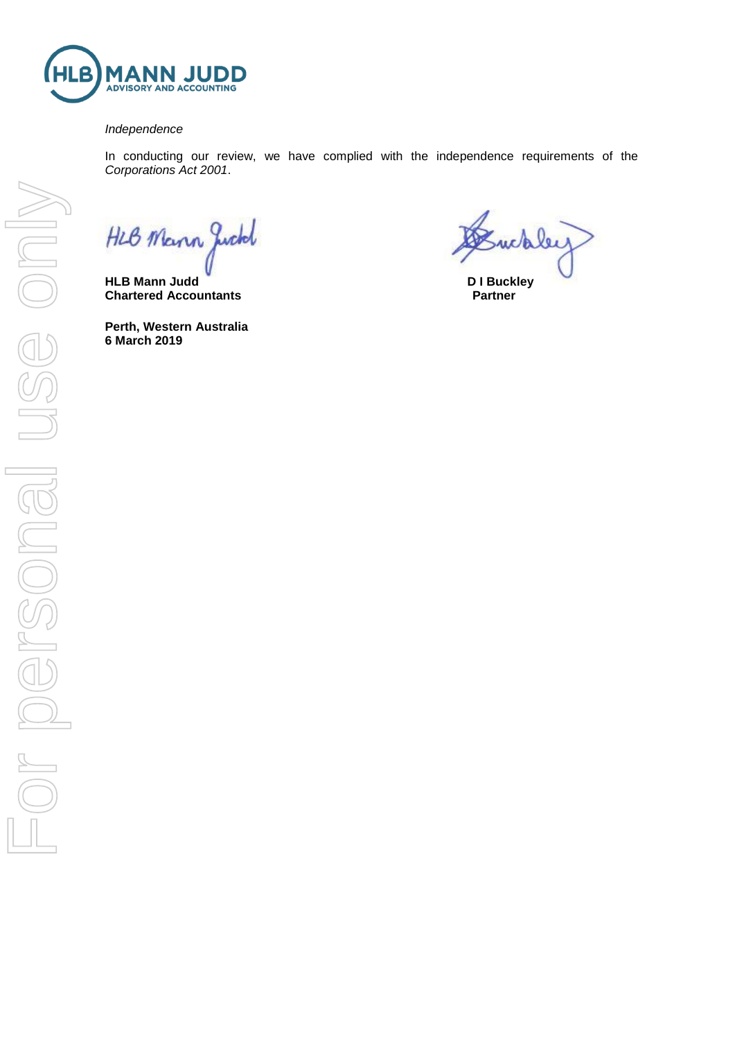HLB MANN JUDD
ADVISORY AND ACCOUNTING

*Independence*

In conducting our review, we have complied with the independence requirements of the *Corporations Act 2001*.

**HLB Mann Judd**
**Chartered Accountants**

**Perth, Western Australia**
**6 March 2019**

**D I Buckley**
**Partner**

For personal use only